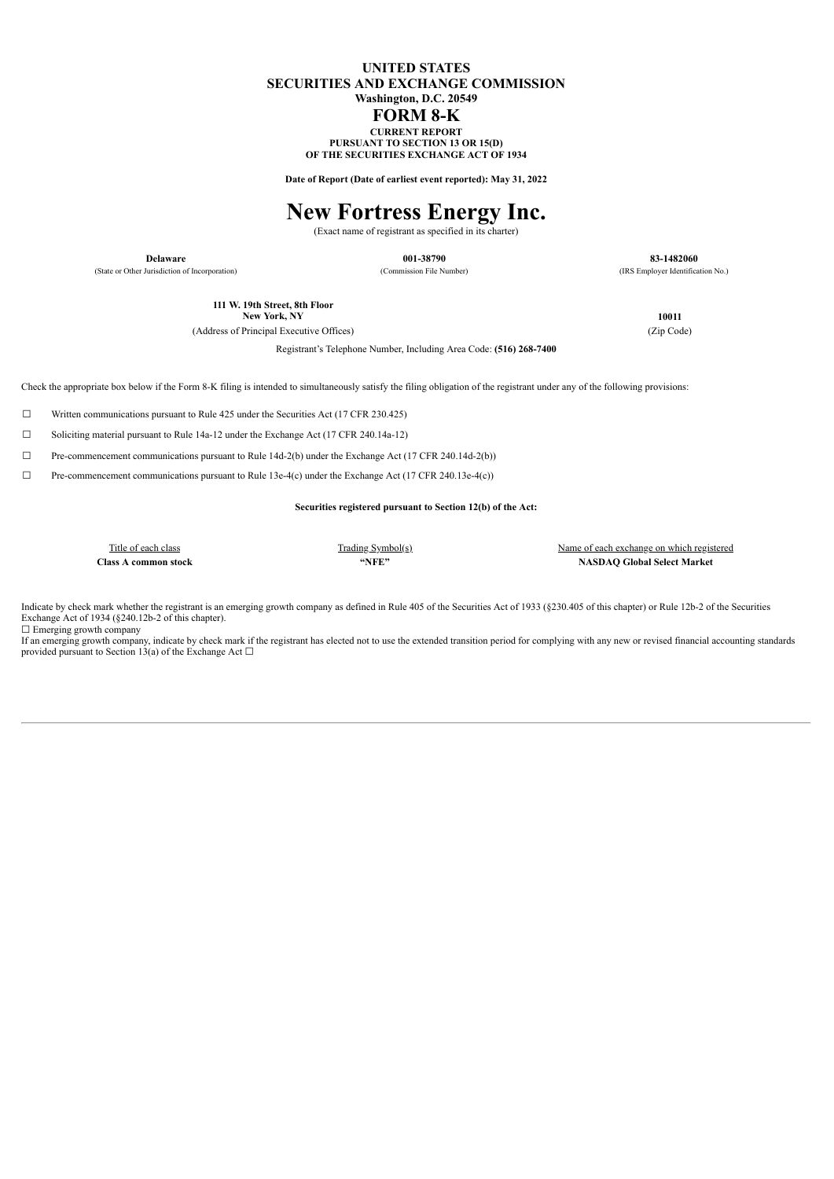**UNITED STATES**
**SECURITIES AND EXCHANGE COMMISSION**
**Washington, D.C. 20549**

# FORM 8-K

**CURRENT REPORT**
**PURSUANT TO SECTION 13 OR 15(D)**
**OF THE SECURITIES EXCHANGE ACT OF 1934**

**Date of Report (Date of earliest event reported): May 31, 2022**

# New Fortress Energy Inc.

(Exact name of registrant as specified in its charter)

| **Delaware** | **001-38790** | **83-1482060** |
|---|---|---|
| (State or Other Jurisdiction of Incorporation) | (Commission File Number) | (IRS Employer Identification No.) |

| **111 W. 19th Street, 8th Floor New York, NY** | **10011** |
|---|---|
| (Address of Principal Executive Offices) | (Zip Code) |

Registrant's Telephone Number, Including Area Code: **(516) 268-7400**

Check the appropriate box below if the Form 8-K filing is intended to simultaneously satisfy the filing obligation of the registrant under any of the following provisions:

☐ Written communications pursuant to Rule 425 under the Securities Act (17 CFR 230.425)

☐ Soliciting material pursuant to Rule 14a-12 under the Exchange Act (17 CFR 240.14a-12)

☐ Pre-commencement communications pursuant to Rule 14d-2(b) under the Exchange Act (17 CFR 240.14d-2(b))

☐ Pre-commencement communications pursuant to Rule 13e-4(c) under the Exchange Act (17 CFR 240.13e-4(c))

**Securities registered pursuant to Section 12(b) of the Act:**

| Title of each class | Trading Symbol(s) | Name of each exchange on which registered |
|---|---|---|
| **Class A common stock** | **"NFE"** | **NASDAQ Global Select Market** |

Indicate by check mark whether the registrant is an emerging growth company as defined in Rule 405 of the Securities Act of 1933 (§230.405 of this chapter) or Rule 12b-2 of the Securities Exchange Act of 1934 (§240.12b-2 of this chapter).

☐ Emerging growth company

If an emerging growth company, indicate by check mark if the registrant has elected not to use the extended transition period for complying with any new or revised financial accounting standards provided pursuant to Section 13(a) of the Exchange Act ☐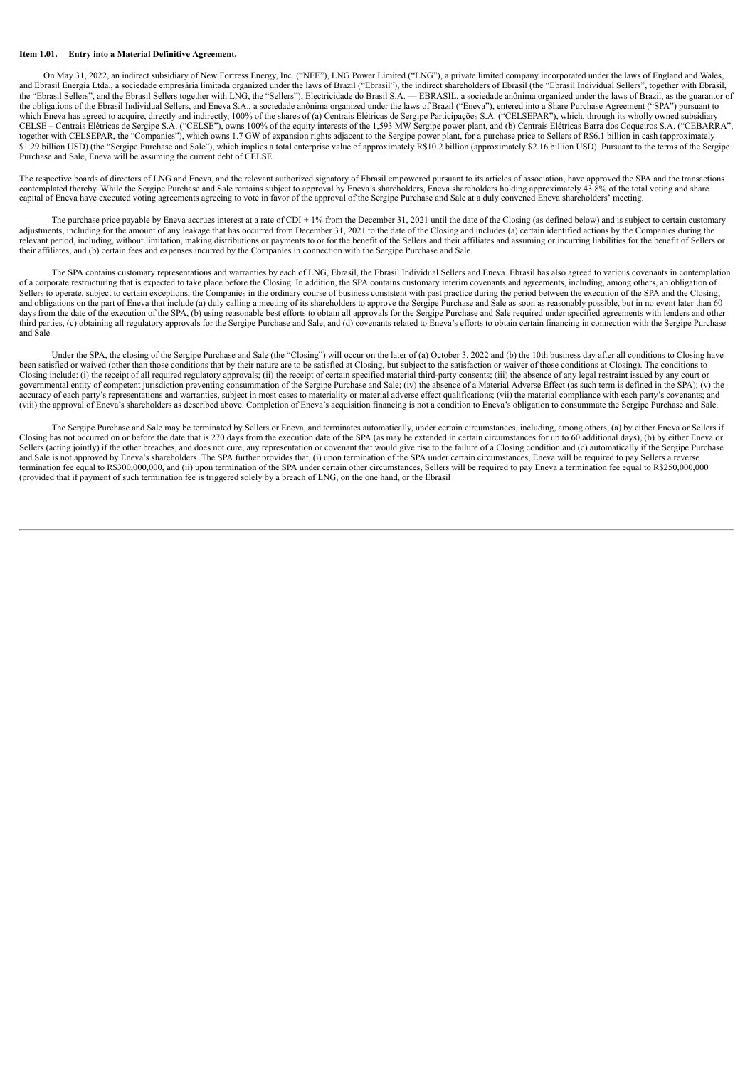### Item 1.01. Entry into a Material Definitive Agreement.

On May 31, 2022, an indirect subsidiary of New Fortress Energy, Inc. ("NFE"), LNG Power Limited ("LNG"), a private limited company incorporated under the laws of England and Wales, and Ebrasil Energia Ltda., a sociedade empresária limitada organized under the laws of Brazil ("Ebrasil"), the indirect shareholders of Ebrasil (the "Ebrasil Individual Sellers", together with Ebrasil, the "Ebrasil Sellers", and the Ebrasil Sellers together with LNG, the "Sellers"), Electricidade do Brasil S.A. — EBRASIL, a sociedade anônima organized under the laws of Brazil, as the guarantor of the obligations of the Ebrasil Individual Sellers, and Eneva S.A., a sociedade anônima organized under the laws of Brazil ("Eneva"), entered into a Share Purchase Agreement ("SPA") pursuant to which Eneva has agreed to acquire, directly and indirectly, 100% of the shares of (a) Centrais Elétricas de Sergipe Participações S.A. ("CELSEPAR"), which, through its wholly owned subsidiary CELSE – Centrais Elétricas de Sergipe S.A. ("CELSE"), owns 100% of the equity interests of the 1,593 MW Sergipe power plant, and (b) Centrais Elétricas Barra dos Coqueiros S.A. ("CEBARRA", together with CELSEPAR, the "Companies"), which owns 1.7 GW of expansion rights adjacent to the Sergipe power plant, for a purchase price to Sellers of R$6.1 billion in cash (approximately $1.29 billion USD) (the "Sergipe Purchase and Sale"), which implies a total enterprise value of approximately R$10.2 billion (approximately $2.16 billion USD). Pursuant to the terms of the Sergipe Purchase and Sale, Eneva will be assuming the current debt of CELSE.

The respective boards of directors of LNG and Eneva, and the relevant authorized signatory of Ebrasil empowered pursuant to its articles of association, have approved the SPA and the transactions contemplated thereby. While the Sergipe Purchase and Sale remains subject to approval by Eneva's shareholders, Eneva shareholders holding approximately 43.8% of the total voting and share capital of Eneva have executed voting agreements agreeing to vote in favor of the approval of the Sergipe Purchase and Sale at a duly convened Eneva shareholders' meeting.

The purchase price payable by Eneva accrues interest at a rate of CDI + 1% from the December 31, 2021 until the date of the Closing (as defined below) and is subject to certain customary adjustments, including for the amount of any leakage that has occurred from December 31, 2021 to the date of the Closing and includes (a) certain identified actions by the Companies during the relevant period, including, without limitation, making distributions or payments to or for the benefit of the Sellers and their affiliates and assuming or incurring liabilities for the benefit of Sellers or their affiliates, and (b) certain fees and expenses incurred by the Companies in connection with the Sergipe Purchase and Sale.

The SPA contains customary representations and warranties by each of LNG, Ebrasil, the Ebrasil Individual Sellers and Eneva. Ebrasil has also agreed to various covenants in contemplation of a corporate restructuring that is expected to take place before the Closing. In addition, the SPA contains customary interim covenants and agreements, including, among others, an obligation of Sellers to operate, subject to certain exceptions, the Companies in the ordinary course of business consistent with past practice during the period between the execution of the SPA and the Closing, and obligations on the part of Eneva that include (a) duly calling a meeting of its shareholders to approve the Sergipe Purchase and Sale as soon as reasonably possible, but in no event later than 60 days from the date of the execution of the SPA, (b) using reasonable best efforts to obtain all approvals for the Sergipe Purchase and Sale required under specified agreements with lenders and other third parties, (c) obtaining all regulatory approvals for the Sergipe Purchase and Sale, and (d) covenants related to Eneva's efforts to obtain certain financing in connection with the Sergipe Purchase and Sale.

Under the SPA, the closing of the Sergipe Purchase and Sale (the "Closing") will occur on the later of (a) October 3, 2022 and (b) the 10th business day after all conditions to Closing have been satisfied or waived (other than those conditions that by their nature are to be satisfied at Closing, but subject to the satisfaction or waiver of those conditions at Closing). The conditions to Closing include: (i) the receipt of all required regulatory approvals; (ii) the receipt of certain specified material third-party consents; (iii) the absence of any legal restraint issued by any court or governmental entity of competent jurisdiction preventing consummation of the Sergipe Purchase and Sale; (iv) the absence of a Material Adverse Effect (as such term is defined in the SPA); (v) the accuracy of each party's representations and warranties, subject in most cases to materiality or material adverse effect qualifications; (vii) the material compliance with each party's covenants; and (viii) the approval of Eneva's shareholders as described above. Completion of Eneva's acquisition financing is not a condition to Eneva's obligation to consummate the Sergipe Purchase and Sale.

The Sergipe Purchase and Sale may be terminated by Sellers or Eneva, and terminates automatically, under certain circumstances, including, among others, (a) by either Eneva or Sellers if Closing has not occurred on or before the date that is 270 days from the execution date of the SPA (as may be extended in certain circumstances for up to 60 additional days), (b) by either Eneva or Sellers (acting jointly) if the other breaches, and does not cure, any representation or covenant that would give rise to the failure of a Closing condition and (c) automatically if the Sergipe Purchase and Sale is not approved by Eneva's shareholders. The SPA further provides that, (i) upon termination of the SPA under certain circumstances, Eneva will be required to pay Sellers a reverse termination fee equal to R$300,000,000, and (ii) upon termination of the SPA under certain other circumstances, Sellers will be required to pay Eneva a termination fee equal to R$250,000,000 (provided that if payment of such termination fee is triggered solely by a breach of LNG, on the one hand, or the Ebrasil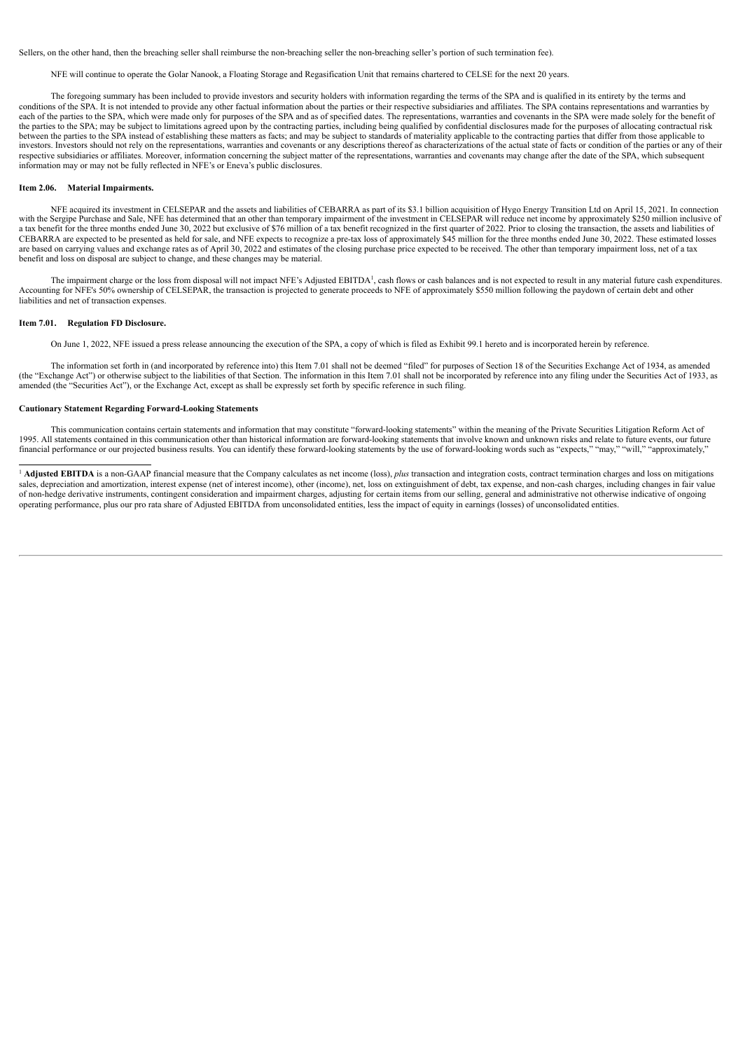Sellers, on the other hand, then the breaching seller shall reimburse the non-breaching seller the non-breaching seller's portion of such termination fee).

NFE will continue to operate the Golar Nanook, a Floating Storage and Regasification Unit that remains chartered to CELSE for the next 20 years.

The foregoing summary has been included to provide investors and security holders with information regarding the terms of the SPA and is qualified in its entirety by the terms and conditions of the SPA. It is not intended to provide any other factual information about the parties or their respective subsidiaries and affiliates. The SPA contains representations and warranties by each of the parties to the SPA, which were made only for purposes of the SPA and as of specified dates. The representations, warranties and covenants in the SPA were made solely for the benefit of the parties to the SPA; may be subject to limitations agreed upon by the contracting parties, including being qualified by confidential disclosures made for the purposes of allocating contractual risk between the parties to the SPA instead of establishing these matters as facts; and may be subject to standards of materiality applicable to the contracting parties that differ from those applicable to investors. Investors should not rely on the representations, warranties and covenants or any descriptions thereof as characterizations of the actual state of facts or condition of the parties or any of their respective subsidiaries or affiliates. Moreover, information concerning the subject matter of the representations, warranties and covenants may change after the date of the SPA, which subsequent information may or may not be fully reflected in NFE's or Eneva's public disclosures.

**Item 2.06. Material Impairments.**

NFE acquired its investment in CELSEPAR and the assets and liabilities of CEBARRA as part of its $3.1 billion acquisition of Hygo Energy Transition Ltd on April 15, 2021. In connection with the Sergipe Purchase and Sale, NFE has determined that an other than temporary impairment of the investment in CELSEPAR will reduce net income by approximately $250 million inclusive of a tax benefit for the three months ended June 30, 2022 but exclusive of $76 million of a tax benefit recognized in the first quarter of 2022. Prior to closing the transaction, the assets and liabilities of CEBARRA are expected to be presented as held for sale, and NFE expects to recognize a pre-tax loss of approximately $45 million for the three months ended June 30, 2022. These estimated losses are based on carrying values and exchange rates as of April 30, 2022 and estimates of the closing purchase price expected to be received. The other than temporary impairment loss, net of a tax benefit and loss on disposal are subject to change, and these changes may be material.

The impairment charge or the loss from disposal will not impact NFE's Adjusted EBITDA[1], cash flows or cash balances and is not expected to result in any material future cash expenditures. Accounting for NFE's 50% ownership of CELSEPAR, the transaction is projected to generate proceeds to NFE of approximately $550 million following the paydown of certain debt and other liabilities and net of transaction expenses.

**Item 7.01. Regulation FD Disclosure.**

On June 1, 2022, NFE issued a press release announcing the execution of the SPA, a copy of which is filed as Exhibit 99.1 hereto and is incorporated herein by reference.

The information set forth in (and incorporated by reference into) this Item 7.01 shall not be deemed "filed" for purposes of Section 18 of the Securities Exchange Act of 1934, as amended (the "Exchange Act") or otherwise subject to the liabilities of that Section. The information in this Item 7.01 shall not be incorporated by reference into any filing under the Securities Act of 1933, as amended (the "Securities Act"), or the Exchange Act, except as shall be expressly set forth by specific reference in such filing.

**Cautionary Statement Regarding Forward-Looking Statements**

This communication contains certain statements and information that may constitute "forward-looking statements" within the meaning of the Private Securities Litigation Reform Act of 1995. All statements contained in this communication other than historical information are forward-looking statements that involve known and unknown risks and relate to future events, our future financial performance or our projected business results. You can identify these forward-looking statements by the use of forward-looking words such as "expects," "may," "will," "approximately,"

---

[1] **Adjusted EBITDA** is a non-GAAP financial measure that the Company calculates as net income (loss), *plus* transaction and integration costs, contract termination charges and loss on mitigations sales, depreciation and amortization, interest expense (net of interest income), other (income), net, loss on extinguishment of debt, tax expense, and non-cash charges, including changes in fair value of non-hedge derivative instruments, contingent consideration and impairment charges, adjusting for certain items from our selling, general and administrative not otherwise indicative of ongoing operating performance, plus our pro rata share of Adjusted EBITDA from unconsolidated entities, less the impact of equity in earnings (losses) of unconsolidated entities.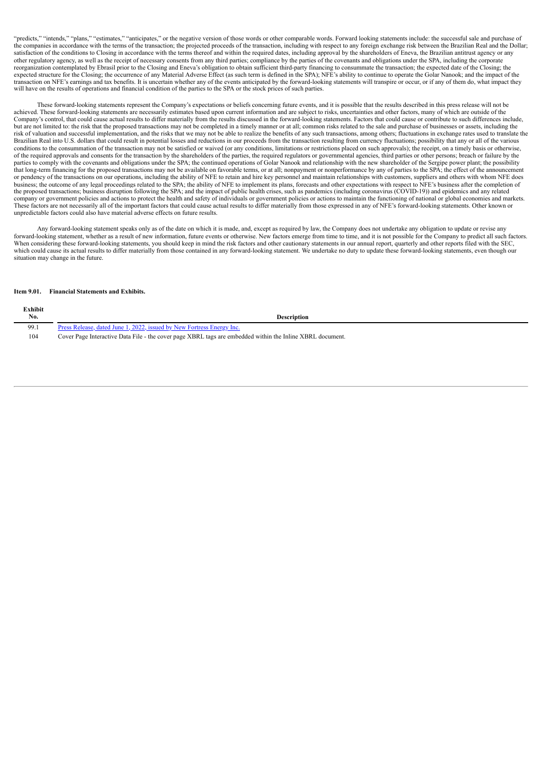"predicts," "intends," "plans," "estimates," "anticipates," or the negative version of those words or other comparable words. Forward looking statements include: the successful sale and purchase of the companies in accordance with the terms of the transaction; the projected proceeds of the transaction, including with respect to any foreign exchange risk between the Brazilian Real and the Dollar; satisfaction of the conditions to Closing in accordance with the terms thereof and within the required dates, including approval by the shareholders of Eneva, the Brazilian antitrust agency or any other regulatory agency, as well as the receipt of necessary consents from any third parties; compliance by the parties of the covenants and obligations under the SPA, including the corporate reorganization contemplated by Ebrasil prior to the Closing and Eneva's obligation to obtain sufficient third-party financing to consummate the transaction; the expected date of the Closing; the expected structure for the Closing; the occurrence of any Material Adverse Effect (as such term is defined in the SPA); NFE's ability to continue to operate the Golar Nanook; and the impact of the transaction on NFE's earnings and tax benefits. It is uncertain whether any of the events anticipated by the forward-looking statements will transpire or occur, or if any of them do, what impact they will have on the results of operations and financial condition of the parties to the SPA or the stock prices of such parties.

These forward-looking statements represent the Company's expectations or beliefs concerning future events, and it is possible that the results described in this press release will not be achieved. These forward-looking statements are necessarily estimates based upon current information and are subject to risks, uncertainties and other factors, many of which are outside of the Company's control, that could cause actual results to differ materially from the results discussed in the forward-looking statements. Factors that could cause or contribute to such differences include, but are not limited to: the risk that the proposed transactions may not be completed in a timely manner or at all; common risks related to the sale and purchase of businesses or assets, including the risk of valuation and successful implementation, and the risks that we may not be able to realize the benefits of any such transactions, among others; fluctuations in exchange rates used to translate the Brazilian Real into U.S. dollars that could result in potential losses and reductions in our proceeds from the transaction resulting from currency fluctuations; possibility that any or all of the various conditions to the consummation of the transaction may not be satisfied or waived (or any conditions, limitations or restrictions placed on such approvals); the receipt, on a timely basis or otherwise, of the required approvals and consents for the transaction by the shareholders of the parties, the required regulators or governmental agencies, third parties or other persons; breach or failure by the parties to comply with the covenants and obligations under the SPA; the continued operations of Golar Nanook and relationship with the new shareholder of the Sergipe power plant; the possibility that long-term financing for the proposed transactions may not be available on favorable terms, or at all; nonpayment or nonperformance by any of parties to the SPA; the effect of the announcement or pendency of the transactions on our operations, including the ability of NFE to retain and hire key personnel and maintain relationships with customers, suppliers and others with whom NFE does business; the outcome of any legal proceedings related to the SPA; the ability of NFE to implement its plans, forecasts and other expectations with respect to NFE's business after the completion of the proposed transactions; business disruption following the SPA; and the impact of public health crises, such as pandemics (including coronavirus (COVID-19)) and epidemics and any related company or government policies and actions to protect the health and safety of individuals or government policies or actions to maintain the functioning of national or global economies and markets. These factors are not necessarily all of the important factors that could cause actual results to differ materially from those expressed in any of NFE's forward-looking statements. Other known or unpredictable factors could also have material adverse effects on future results.

Any forward-looking statement speaks only as of the date on which it is made, and, except as required by law, the Company does not undertake any obligation to update or revise any forward-looking statement, whether as a result of new information, future events or otherwise. New factors emerge from time to time, and it is not possible for the Company to predict all such factors. When considering these forward-looking statements, you should keep in mind the risk factors and other cautionary statements in our annual report, quarterly and other reports filed with the SEC, which could cause its actual results to differ materially from those contained in any forward-looking statement. We undertake no duty to update these forward-looking statements, even though our situation may change in the future.

**Item 9.01. Financial Statements and Exhibits.**

| Exhibit No. | Description |
|---|---|
| 99.1 | Press Release, dated June 1, 2022, issued by New Fortress Energy Inc. |
| 104 | Cover Page Interactive Data File - the cover page XBRL tags are embedded within the Inline XBRL document. |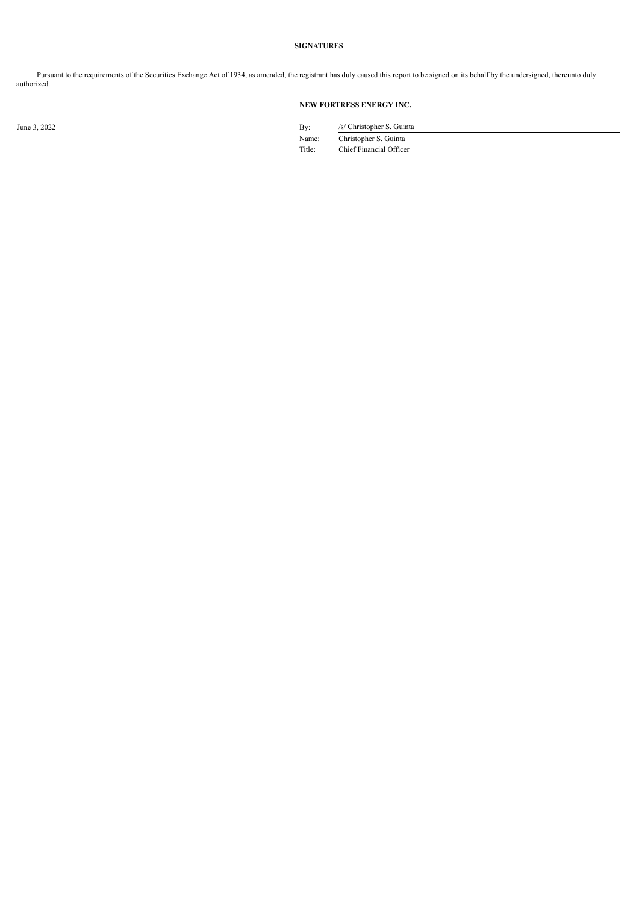**SIGNATURES**

Pursuant to the requirements of the Securities Exchange Act of 1934, as amended, the registrant has duly caused this report to be signed on its behalf by the undersigned, thereunto duly authorized.

**NEW FORTRESS ENERGY INC.**

June 3, 2022

| | |
|---|---|
| By: | /s/ Christopher S. Guinta |
| Name: | Christopher S. Guinta |
| Title: | Chief Financial Officer |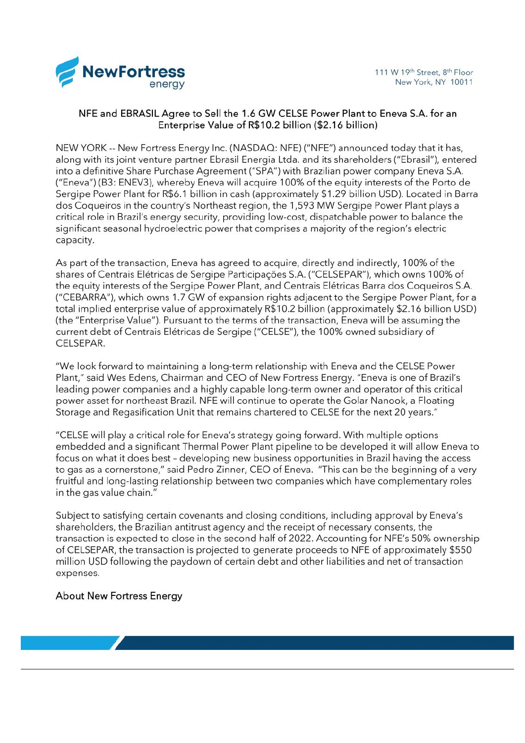111 W 19th Street, 8th Floor
New York, NY 10011

## NFE and EBRASIL Agree to Sell the 1.6 GW CELSE Power Plant to Eneva S.A. for an Enterprise Value of R$10.2 billion ($2.16 billion)

NEW YORK -- New Fortress Energy Inc. (NASDAQ: NFE) ("NFE") announced today that it has, along with its joint venture partner Ebrasil Energia Ltda. and its shareholders ("Ebrasil"), entered into a definitive Share Purchase Agreement ("SPA") with Brazilian power company Eneva S.A. ("Eneva") (B3: ENEV3), whereby Eneva will acquire 100% of the equity interests of the Porto de Sergipe Power Plant for R$6.1 billion in cash (approximately $1.29 billion USD). Located in Barra dos Coqueiros in the country's Northeast region, the 1,593 MW Sergipe Power Plant plays a critical role in Brazil's energy security, providing low-cost, dispatchable power to balance the significant seasonal hydroelectric power that comprises a majority of the region's electric capacity.

As part of the transaction, Eneva has agreed to acquire, directly and indirectly, 100% of the shares of Centrais Elétricas de Sergipe Participações S.A. ("CELSEPAR"), which owns 100% of the equity interests of the Sergipe Power Plant, and Centrais Elétricas Barra dos Coqueiros S.A. ("CEBARRA"), which owns 1.7 GW of expansion rights adjacent to the Sergipe Power Plant, for a total implied enterprise value of approximately R$10.2 billion (approximately $2.16 billion USD) (the "Enterprise Value"). Pursuant to the terms of the transaction, Eneva will be assuming the current debt of Centrais Elétricas de Sergipe ("CELSE"), the 100% owned subsidiary of CELSEPAR.

"We look forward to maintaining a long-term relationship with Eneva and the CELSE Power Plant," said Wes Edens, Chairman and CEO of New Fortress Energy. "Eneva is one of Brazil's leading power companies and a highly capable long-term owner and operator of this critical power asset for northeast Brazil. NFE will continue to operate the Golar Nanook, a Floating Storage and Regasification Unit that remains chartered to CELSE for the next 20 years."

"CELSE will play a critical role for Eneva's strategy going forward. With multiple options embedded and a significant Thermal Power Plant pipeline to be developed it will allow Eneva to focus on what it does best – developing new business opportunities in Brazil having the access to gas as a cornerstone," said Pedro Zinner, CEO of Eneva. "This can be the beginning of a very fruitful and long-lasting relationship between two companies which have complementary roles in the gas value chain."

Subject to satisfying certain covenants and closing conditions, including approval by Eneva's shareholders, the Brazilian antitrust agency and the receipt of necessary consents, the transaction is expected to close in the second half of 2022. Accounting for NFE's 50% ownership of CELSEPAR, the transaction is projected to generate proceeds to NFE of approximately $550 million USD following the paydown of certain debt and other liabilities and net of transaction expenses.

### About New Fortress Energy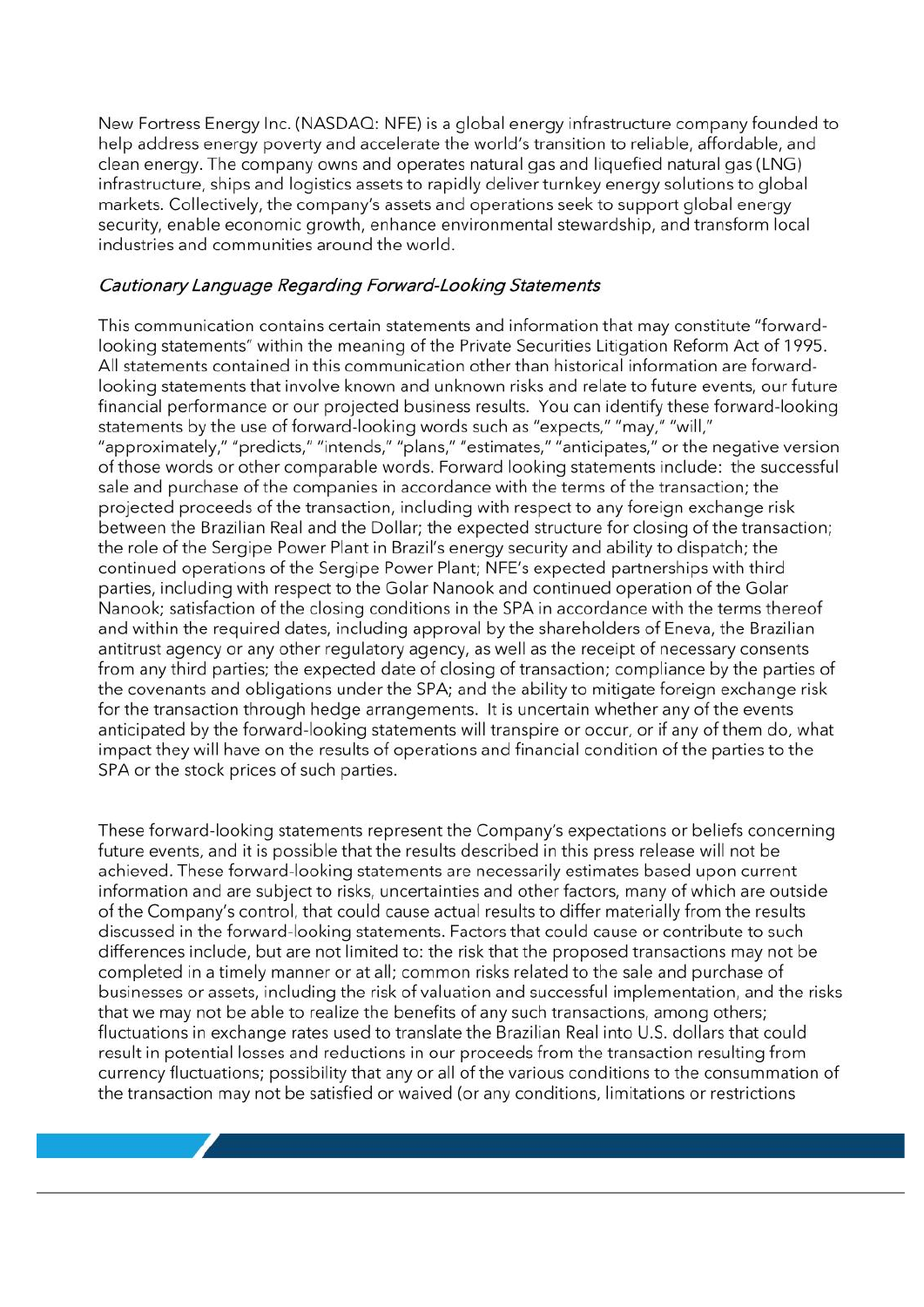New Fortress Energy Inc. (NASDAQ: NFE) is a global energy infrastructure company founded to help address energy poverty and accelerate the world's transition to reliable, affordable, and clean energy. The company owns and operates natural gas and liquefied natural gas (LNG) infrastructure, ships and logistics assets to rapidly deliver turnkey energy solutions to global markets. Collectively, the company's assets and operations seek to support global energy security, enable economic growth, enhance environmental stewardship, and transform local industries and communities around the world.

### *Cautionary Language Regarding Forward-Looking Statements*

This communication contains certain statements and information that may constitute "forward-looking statements" within the meaning of the Private Securities Litigation Reform Act of 1995. All statements contained in this communication other than historical information are forward-looking statements that involve known and unknown risks and relate to future events, our future financial performance or our projected business results. You can identify these forward-looking statements by the use of forward-looking words such as "expects," "may," "will," "approximately," "predicts," "intends," "plans," "estimates," "anticipates," or the negative version of those words or other comparable words. Forward looking statements include: the successful sale and purchase of the companies in accordance with the terms of the transaction; the projected proceeds of the transaction, including with respect to any foreign exchange risk between the Brazilian Real and the Dollar; the expected structure for closing of the transaction; the role of the Sergipe Power Plant in Brazil's energy security and ability to dispatch; the continued operations of the Sergipe Power Plant; NFE's expected partnerships with third parties, including with respect to the Golar Nanook and continued operation of the Golar Nanook; satisfaction of the closing conditions in the SPA in accordance with the terms thereof and within the required dates, including approval by the shareholders of Eneva, the Brazilian antitrust agency or any other regulatory agency, as well as the receipt of necessary consents from any third parties; the expected date of closing of transaction; compliance by the parties of the covenants and obligations under the SPA; and the ability to mitigate foreign exchange risk for the transaction through hedge arrangements. It is uncertain whether any of the events anticipated by the forward-looking statements will transpire or occur, or if any of them do, what impact they will have on the results of operations and financial condition of the parties to the SPA or the stock prices of such parties.

These forward-looking statements represent the Company's expectations or beliefs concerning future events, and it is possible that the results described in this press release will not be achieved. These forward-looking statements are necessarily estimates based upon current information and are subject to risks, uncertainties and other factors, many of which are outside of the Company's control, that could cause actual results to differ materially from the results discussed in the forward-looking statements. Factors that could cause or contribute to such differences include, but are not limited to: the risk that the proposed transactions may not be completed in a timely manner or at all; common risks related to the sale and purchase of businesses or assets, including the risk of valuation and successful implementation, and the risks that we may not be able to realize the benefits of any such transactions, among others; fluctuations in exchange rates used to translate the Brazilian Real into U.S. dollars that could result in potential losses and reductions in our proceeds from the transaction resulting from currency fluctuations; possibility that any or all of the various conditions to the consummation of the transaction may not be satisfied or waived (or any conditions, limitations or restrictions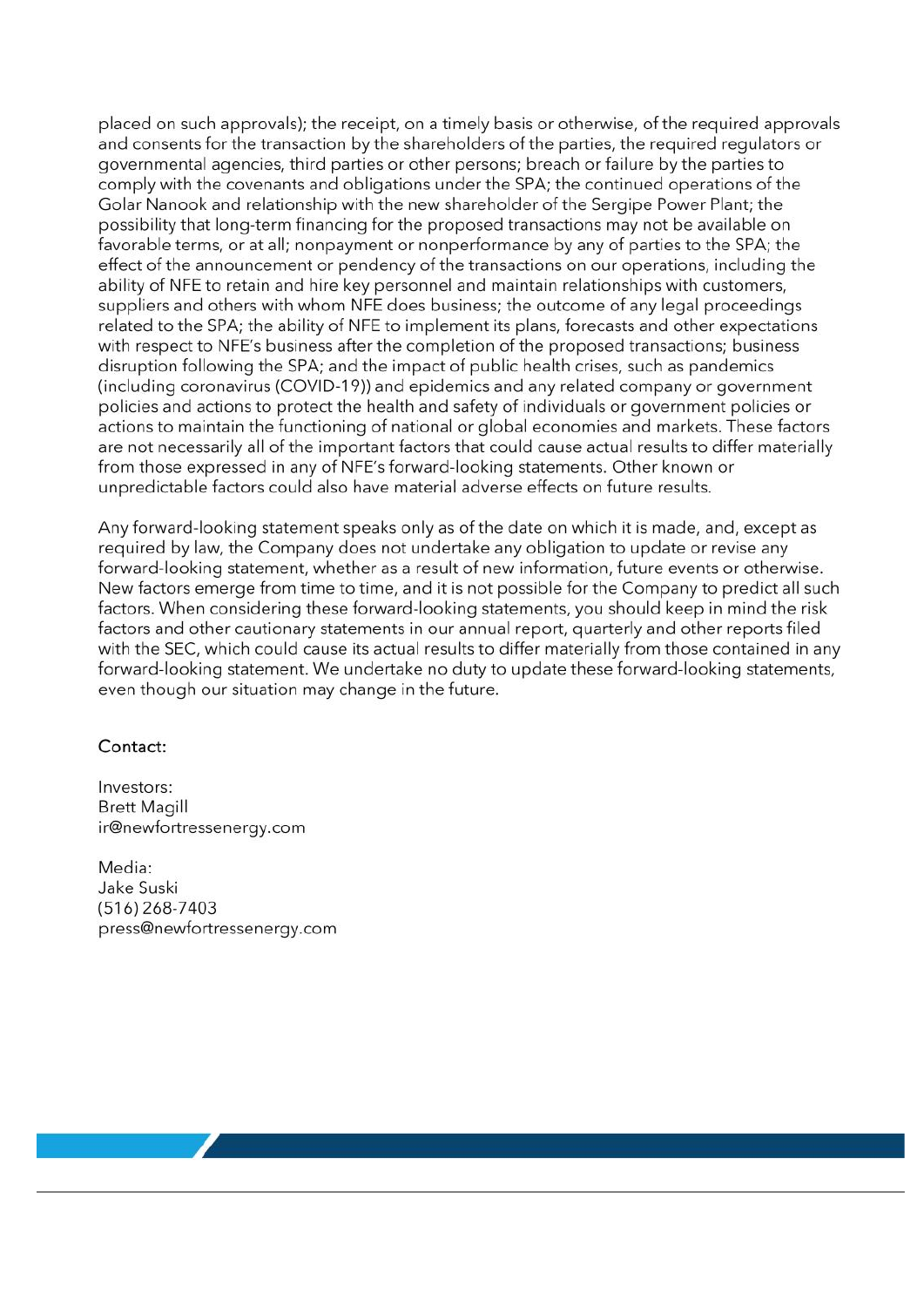placed on such approvals); the receipt, on a timely basis or otherwise, of the required approvals and consents for the transaction by the shareholders of the parties, the required regulators or governmental agencies, third parties or other persons; breach or failure by the parties to comply with the covenants and obligations under the SPA; the continued operations of the Golar Nanook and relationship with the new shareholder of the Sergipe Power Plant; the possibility that long-term financing for the proposed transactions may not be available on favorable terms, or at all; nonpayment or nonperformance by any of parties to the SPA; the effect of the announcement or pendency of the transactions on our operations, including the ability of NFE to retain and hire key personnel and maintain relationships with customers, suppliers and others with whom NFE does business; the outcome of any legal proceedings related to the SPA; the ability of NFE to implement its plans, forecasts and other expectations with respect to NFE's business after the completion of the proposed transactions; business disruption following the SPA; and the impact of public health crises, such as pandemics (including coronavirus (COVID-19)) and epidemics and any related company or government policies and actions to protect the health and safety of individuals or government policies or actions to maintain the functioning of national or global economies and markets. These factors are not necessarily all of the important factors that could cause actual results to differ materially from those expressed in any of NFE's forward-looking statements. Other known or unpredictable factors could also have material adverse effects on future results.

Any forward-looking statement speaks only as of the date on which it is made, and, except as required by law, the Company does not undertake any obligation to update or revise any forward-looking statement, whether as a result of new information, future events or otherwise. New factors emerge from time to time, and it is not possible for the Company to predict all such factors. When considering these forward-looking statements, you should keep in mind the risk factors and other cautionary statements in our annual report, quarterly and other reports filed with the SEC, which could cause its actual results to differ materially from those contained in any forward-looking statement. We undertake no duty to update these forward-looking statements, even though our situation may change in the future.

Contact:

Investors:
Brett Magill
ir@newfortressenergy.com

Media:
Jake Suski
(516) 268-7403
press@newfortressenergy.com